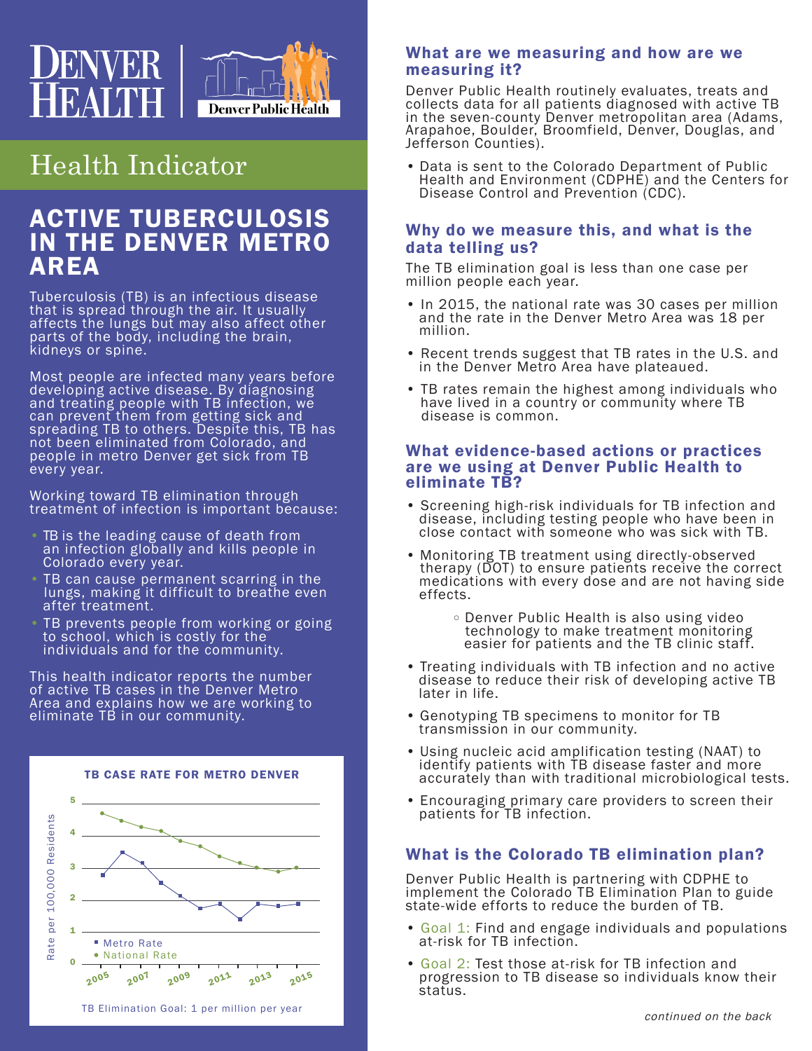Denver Health | Denver Public Health

# Health Indicator

## ACTIVE TUBERCULOSIS IN THE DENVER METRO AREA

Tuberculosis (TB) is an infectious disease that is spread through the air. It usually affects the lungs but may also affect other parts of the body, including the brain, kidneys or spine.

Most people are infected many years before developing active disease. By diagnosing and treating people with TB infection, we can prevent them from getting sick and spreading TB to others. Despite this, TB has not been eliminated from Colorado, and people in metro Denver get sick from TB every year.

Working toward TB elimination through treatment of infection is important because:

- TB is the leading cause of death from an infection globally and kills people in Colorado every year.
- TB can cause permanent scarring in the lungs, making it difficult to breathe even after treatment.
- TB prevents people from working or going to school, which is costly for the individuals and for the community.

This health indicator reports the number of active TB cases in the Denver Metro Area and explains how we are working to eliminate TB in our community.

**TB CASE RATE FOR METRO DENVER**

Rate per 100,000 Residents (0–5), 2005–2015

- Metro Rate
- National Rate

TB Elimination Goal: 1 per million per year

### What are we measuring and how are we measuring it?

Denver Public Health routinely evaluates, treats and collects data for all patients diagnosed with active TB in the seven-county Denver metropolitan area (Adams, Arapahoe, Boulder, Broomfield, Denver, Douglas, and Jefferson Counties).

- Data is sent to the Colorado Department of Public Health and Environment (CDPHE) and the Centers for Disease Control and Prevention (CDC).

### Why do we measure this, and what is the data telling us?

The TB elimination goal is less than one case per million people each year.

- In 2015, the national rate was 30 cases per million and the rate in the Denver Metro Area was 18 per million.
- Recent trends suggest that TB rates in the U.S. and in the Denver Metro Area have plateaued.
- TB rates remain the highest among individuals who have lived in a country or community where TB disease is common.

### What evidence-based actions or practices are we using at Denver Public Health to eliminate TB?

- Screening high-risk individuals for TB infection and disease, including testing people who have been in close contact with someone who was sick with TB.
- Monitoring TB treatment using directly-observed therapy (DOT) to ensure patients receive the correct medications with every dose and are not having side effects.
  - Denver Public Health is also using video technology to make treatment monitoring easier for patients and the TB clinic staff.
- Treating individuals with TB infection and no active disease to reduce their risk of developing active TB later in life.
- Genotyping TB specimens to monitor for TB transmission in our community.
- Using nucleic acid amplification testing (NAAT) to identify patients with TB disease faster and more accurately than with traditional microbiological tests.
- Encouraging primary care providers to screen their patients for TB infection.

### What is the Colorado TB elimination plan?

Denver Public Health is partnering with CDPHE to implement the Colorado TB Elimination Plan to guide state-wide efforts to reduce the burden of TB.

- Goal 1: Find and engage individuals and populations at-risk for TB infection.
- Goal 2: Test those at-risk for TB infection and progression to TB disease so individuals know their status.

*continued on the back*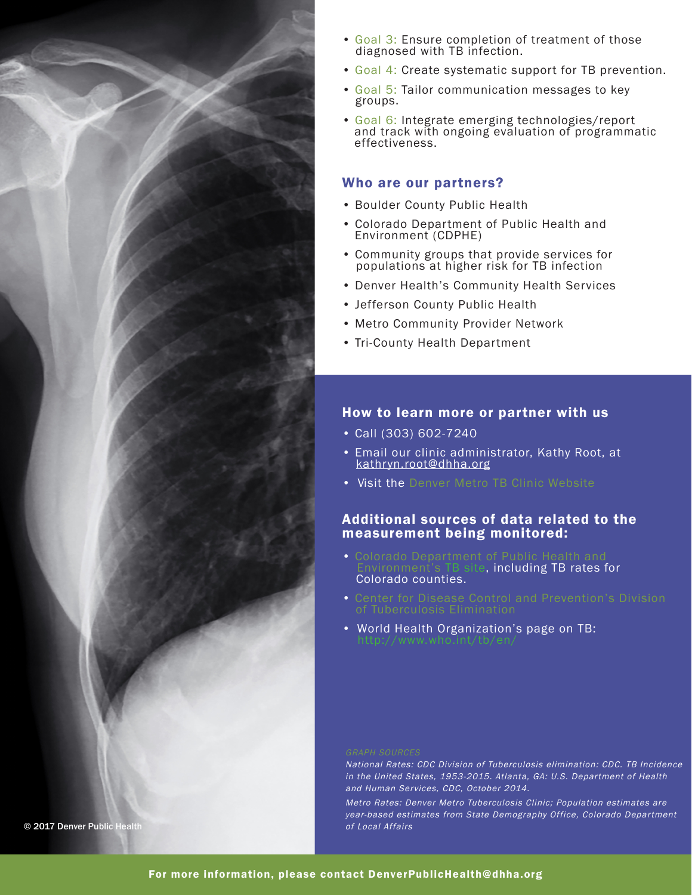- Goal 3: Ensure completion of treatment of those diagnosed with TB infection.
- Goal 4: Create systematic support for TB prevention.
- Goal 5: Tailor communication messages to key groups.
- Goal 6: Integrate emerging technologies/report and track with ongoing evaluation of programmatic effectiveness.

## Who are our partners?

- Boulder County Public Health
- Colorado Department of Public Health and Environment (CDPHE)
- Community groups that provide services for populations at higher risk for TB infection
- Denver Health's Community Health Services
- Jefferson County Public Health
- Metro Community Provider Network
- Tri-County Health Department

## How to learn more or partner with us

- Call (303) 602-7240
- Email our clinic administrator, Kathy Root, at kathryn.root@dhha.org
- Visit the Denver Metro TB Clinic Website

## Additional sources of data related to the measurement being monitored:

- Colorado Department of Public Health and Environment's TB site, including TB rates for Colorado counties.
- Center for Disease Control and Prevention's Division of Tuberculosis Elimination
- World Health Organization's page on TB: http://www.who.int/tb/en/

*GRAPH SOURCES*

*National Rates: CDC Division of Tuberculosis elimination: CDC. TB Incidence in the United States, 1953-2015. Atlanta, GA: U.S. Department of Health and Human Services, CDC, October 2014.*

*Metro Rates: Denver Metro Tuberculosis Clinic; Population estimates are year-based estimates from State Demography Office, Colorado Department of Local Affairs*

© 2017 Denver Public Health

**For more information, please contact DenverPublicHealth@dhha.org**